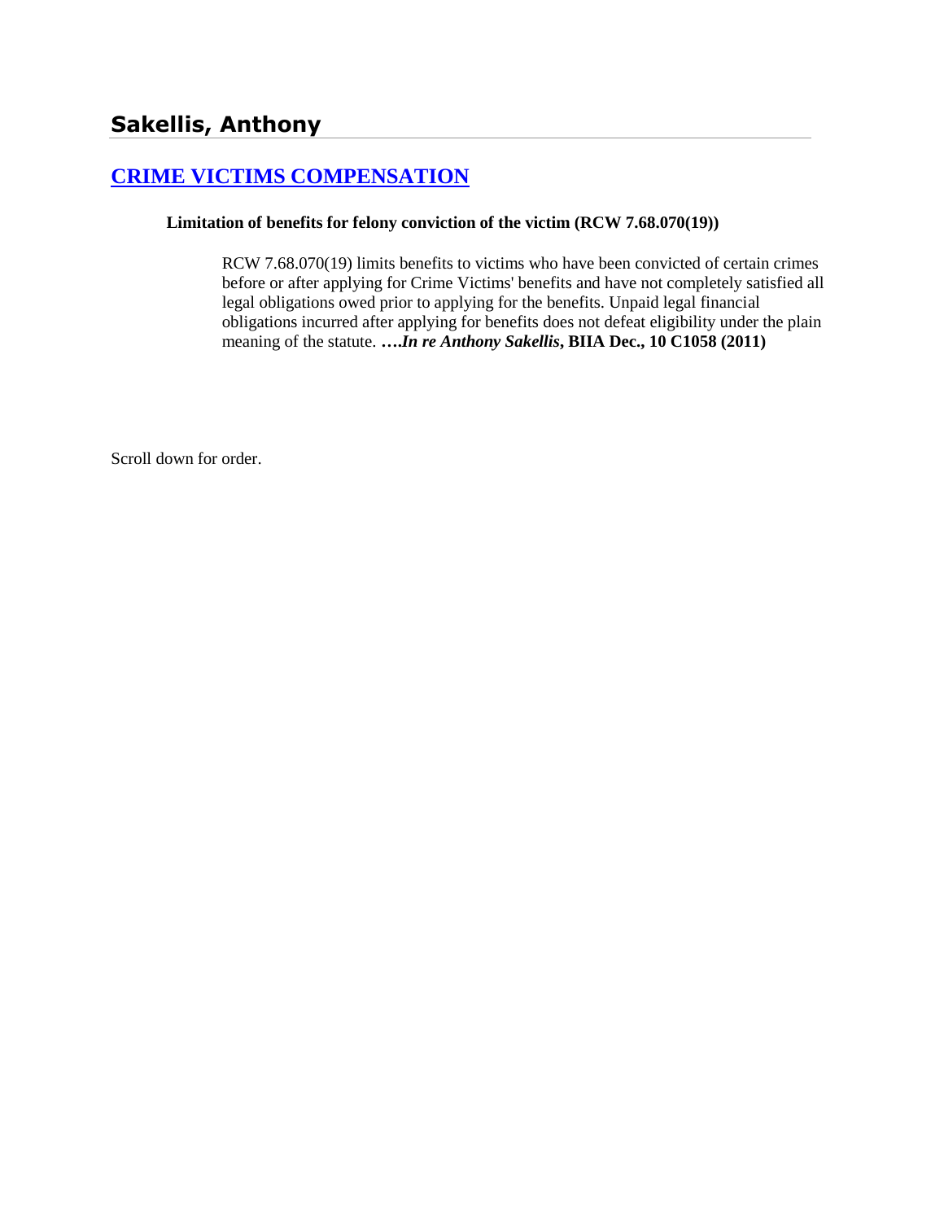# Sakellis, Anthony

## [CRIME VICTIMS COMPENSATION]

**Limitation of benefits for felony conviction of the victim (RCW 7.68.070(19))**

RCW 7.68.070(19) limits benefits to victims who have been convicted of certain crimes before or after applying for Crime Victims' benefits and have not completely satisfied all legal obligations owed prior to applying for the benefits. Unpaid legal financial obligations incurred after applying for benefits does not defeat eligibility under the plain meaning of the statute. **….*In re Anthony Sakellis*, BIIA Dec., 10 C1058 (2011)**

Scroll down for order.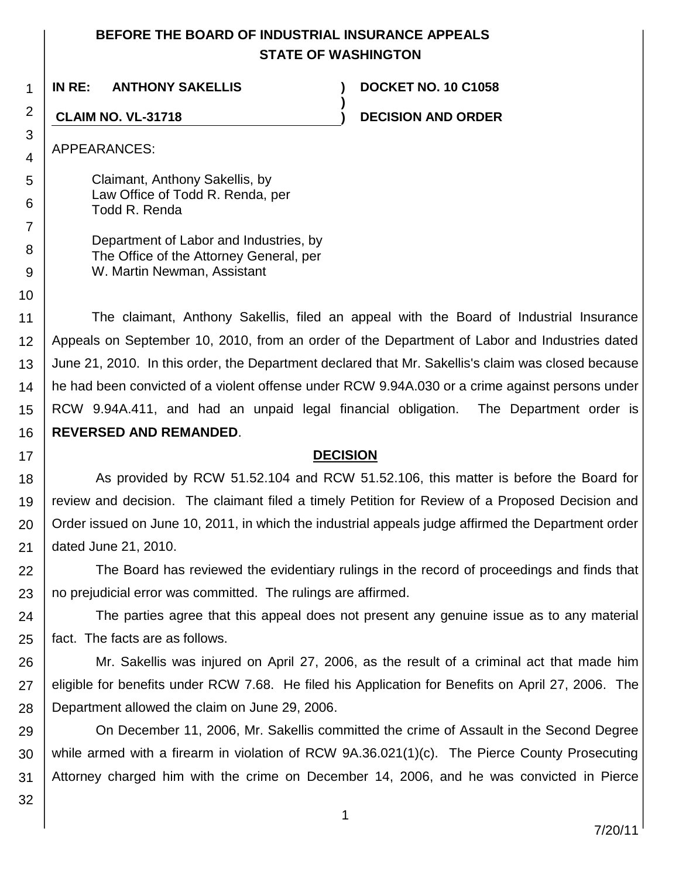**BEFORE THE BOARD OF INDUSTRIAL INSURANCE APPEALS**
**STATE OF WASHINGTON**

| | | |
|---|---|---|
| **IN RE: ANTHONY SAKELLIS** | **)** | **DOCKET NO. 10 C1058** |
| | **)** | |
| **CLAIM NO. VL-31718** | **)** | **DECISION AND ORDER** |

APPEARANCES:

Claimant, Anthony Sakellis, by
Law Office of Todd R. Renda, per
Todd R. Renda

Department of Labor and Industries, by
The Office of the Attorney General, per
W. Martin Newman, Assistant

The claimant, Anthony Sakellis, filed an appeal with the Board of Industrial Insurance Appeals on September 10, 2010, from an order of the Department of Labor and Industries dated June 21, 2010. In this order, the Department declared that Mr. Sakellis's claim was closed because he had been convicted of a violent offense under RCW 9.94A.030 or a crime against persons under RCW 9.94A.411, and had an unpaid legal financial obligation. The Department order is **REVERSED AND REMANDED**.

## DECISION

As provided by RCW 51.52.104 and RCW 51.52.106, this matter is before the Board for review and decision. The claimant filed a timely Petition for Review of a Proposed Decision and Order issued on June 10, 2011, in which the industrial appeals judge affirmed the Department order dated June 21, 2010.

The Board has reviewed the evidentiary rulings in the record of proceedings and finds that no prejudicial error was committed. The rulings are affirmed.

The parties agree that this appeal does not present any genuine issue as to any material fact. The facts are as follows.

Mr. Sakellis was injured on April 27, 2006, as the result of a criminal act that made him eligible for benefits under RCW 7.68. He filed his Application for Benefits on April 27, 2006. The Department allowed the claim on June 29, 2006.

On December 11, 2006, Mr. Sakellis committed the crime of Assault in the Second Degree while armed with a firearm in violation of RCW 9A.36.021(1)(c). The Pierce County Prosecuting Attorney charged him with the crime on December 14, 2006, and he was convicted in Pierce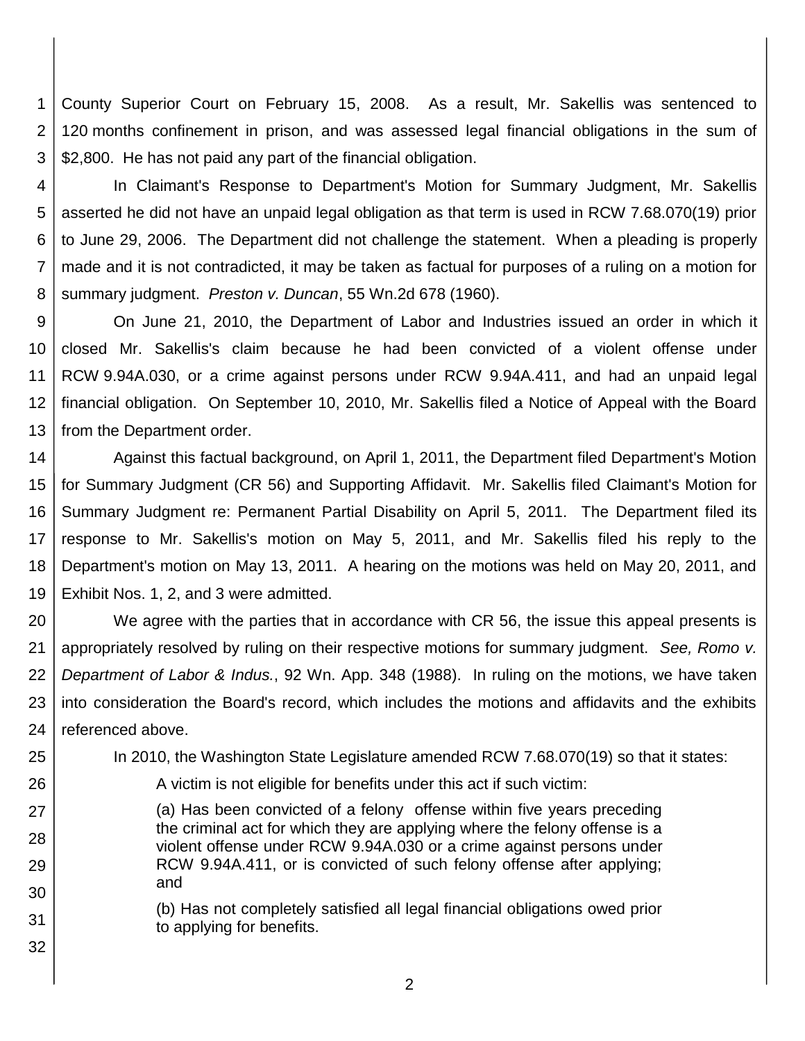County Superior Court on February 15, 2008. As a result, Mr. Sakellis was sentenced to 120 months confinement in prison, and was assessed legal financial obligations in the sum of $2,800. He has not paid any part of the financial obligation.

In Claimant's Response to Department's Motion for Summary Judgment, Mr. Sakellis asserted he did not have an unpaid legal obligation as that term is used in RCW 7.68.070(19) prior to June 29, 2006. The Department did not challenge the statement. When a pleading is properly made and it is not contradicted, it may be taken as factual for purposes of a ruling on a motion for summary judgment. *Preston v. Duncan*, 55 Wn.2d 678 (1960).

On June 21, 2010, the Department of Labor and Industries issued an order in which it closed Mr. Sakellis's claim because he had been convicted of a violent offense under RCW 9.94A.030, or a crime against persons under RCW 9.94A.411, and had an unpaid legal financial obligation. On September 10, 2010, Mr. Sakellis filed a Notice of Appeal with the Board from the Department order.

Against this factual background, on April 1, 2011, the Department filed Department's Motion for Summary Judgment (CR 56) and Supporting Affidavit. Mr. Sakellis filed Claimant's Motion for Summary Judgment re: Permanent Partial Disability on April 5, 2011. The Department filed its response to Mr. Sakellis's motion on May 5, 2011, and Mr. Sakellis filed his reply to the Department's motion on May 13, 2011. A hearing on the motions was held on May 20, 2011, and Exhibit Nos. 1, 2, and 3 were admitted.

We agree with the parties that in accordance with CR 56, the issue this appeal presents is appropriately resolved by ruling on their respective motions for summary judgment. *See, Romo v. Department of Labor & Indus.*, 92 Wn. App. 348 (1988). In ruling on the motions, we have taken into consideration the Board's record, which includes the motions and affidavits and the exhibits referenced above.

In 2010, the Washington State Legislature amended RCW 7.68.070(19) so that it states:

> A victim is not eligible for benefits under this act if such victim:
>
> (a) Has been convicted of a felony offense within five years preceding the criminal act for which they are applying where the felony offense is a violent offense under RCW 9.94A.030 or a crime against persons under RCW 9.94A.411, or is convicted of such felony offense after applying; and
>
> (b) Has not completely satisfied all legal financial obligations owed prior to applying for benefits.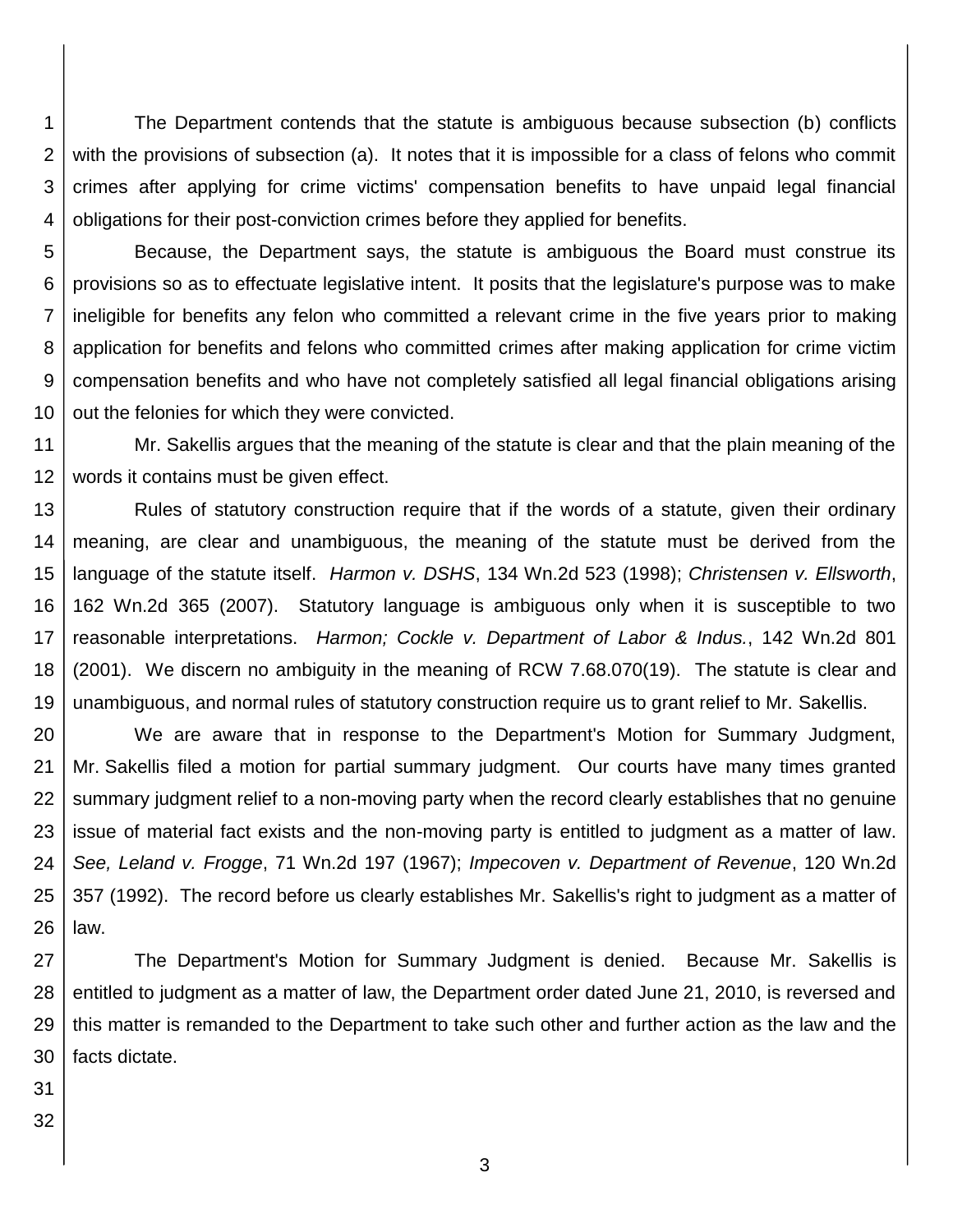The Department contends that the statute is ambiguous because subsection (b) conflicts with the provisions of subsection (a). It notes that it is impossible for a class of felons who commit crimes after applying for crime victims' compensation benefits to have unpaid legal financial obligations for their post-conviction crimes before they applied for benefits.

Because, the Department says, the statute is ambiguous the Board must construe its provisions so as to effectuate legislative intent. It posits that the legislature's purpose was to make ineligible for benefits any felon who committed a relevant crime in the five years prior to making application for benefits and felons who committed crimes after making application for crime victim compensation benefits and who have not completely satisfied all legal financial obligations arising out the felonies for which they were convicted.

Mr. Sakellis argues that the meaning of the statute is clear and that the plain meaning of the words it contains must be given effect.

Rules of statutory construction require that if the words of a statute, given their ordinary meaning, are clear and unambiguous, the meaning of the statute must be derived from the language of the statute itself. *Harmon v. DSHS*, 134 Wn.2d 523 (1998); *Christensen v. Ellsworth*, 162 Wn.2d 365 (2007). Statutory language is ambiguous only when it is susceptible to two reasonable interpretations. *Harmon; Cockle v. Department of Labor & Indus.*, 142 Wn.2d 801 (2001). We discern no ambiguity in the meaning of RCW 7.68.070(19). The statute is clear and unambiguous, and normal rules of statutory construction require us to grant relief to Mr. Sakellis.

We are aware that in response to the Department's Motion for Summary Judgment, Mr. Sakellis filed a motion for partial summary judgment. Our courts have many times granted summary judgment relief to a non-moving party when the record clearly establishes that no genuine issue of material fact exists and the non-moving party is entitled to judgment as a matter of law. *See, Leland v. Frogge*, 71 Wn.2d 197 (1967); *Impecoven v. Department of Revenue*, 120 Wn.2d 357 (1992). The record before us clearly establishes Mr. Sakellis's right to judgment as a matter of law.

The Department's Motion for Summary Judgment is denied. Because Mr. Sakellis is entitled to judgment as a matter of law, the Department order dated June 21, 2010, is reversed and this matter is remanded to the Department to take such other and further action as the law and the facts dictate.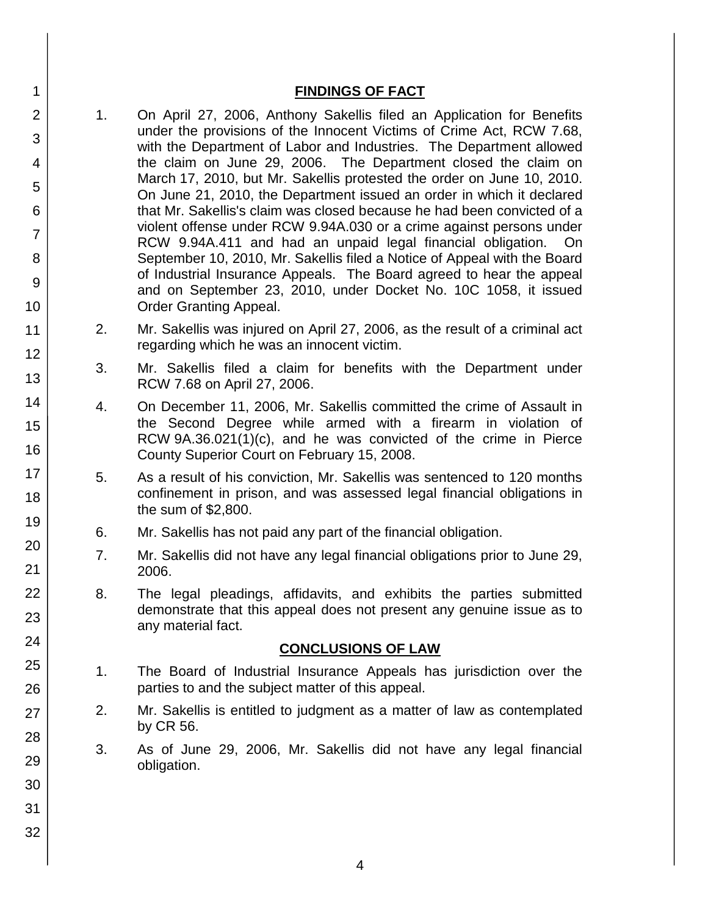## FINDINGS OF FACT

1. On April 27, 2006, Anthony Sakellis filed an Application for Benefits under the provisions of the Innocent Victims of Crime Act, RCW 7.68, with the Department of Labor and Industries. The Department allowed the claim on June 29, 2006. The Department closed the claim on March 17, 2010, but Mr. Sakellis protested the order on June 10, 2010. On June 21, 2010, the Department issued an order in which it declared that Mr. Sakellis's claim was closed because he had been convicted of a violent offense under RCW 9.94A.030 or a crime against persons under RCW 9.94A.411 and had an unpaid legal financial obligation. On September 10, 2010, Mr. Sakellis filed a Notice of Appeal with the Board of Industrial Insurance Appeals. The Board agreed to hear the appeal and on September 23, 2010, under Docket No. 10C 1058, it issued Order Granting Appeal.

2. Mr. Sakellis was injured on April 27, 2006, as the result of a criminal act regarding which he was an innocent victim.

3. Mr. Sakellis filed a claim for benefits with the Department under RCW 7.68 on April 27, 2006.

4. On December 11, 2006, Mr. Sakellis committed the crime of Assault in the Second Degree while armed with a firearm in violation of RCW 9A.36.021(1)(c), and he was convicted of the crime in Pierce County Superior Court on February 15, 2008.

5. As a result of his conviction, Mr. Sakellis was sentenced to 120 months confinement in prison, and was assessed legal financial obligations in the sum of $2,800.

6. Mr. Sakellis has not paid any part of the financial obligation.

7. Mr. Sakellis did not have any legal financial obligations prior to June 29, 2006.

8. The legal pleadings, affidavits, and exhibits the parties submitted demonstrate that this appeal does not present any genuine issue as to any material fact.

## CONCLUSIONS OF LAW

1. The Board of Industrial Insurance Appeals has jurisdiction over the parties to and the subject matter of this appeal.

2. Mr. Sakellis is entitled to judgment as a matter of law as contemplated by CR 56.

3. As of June 29, 2006, Mr. Sakellis did not have any legal financial obligation.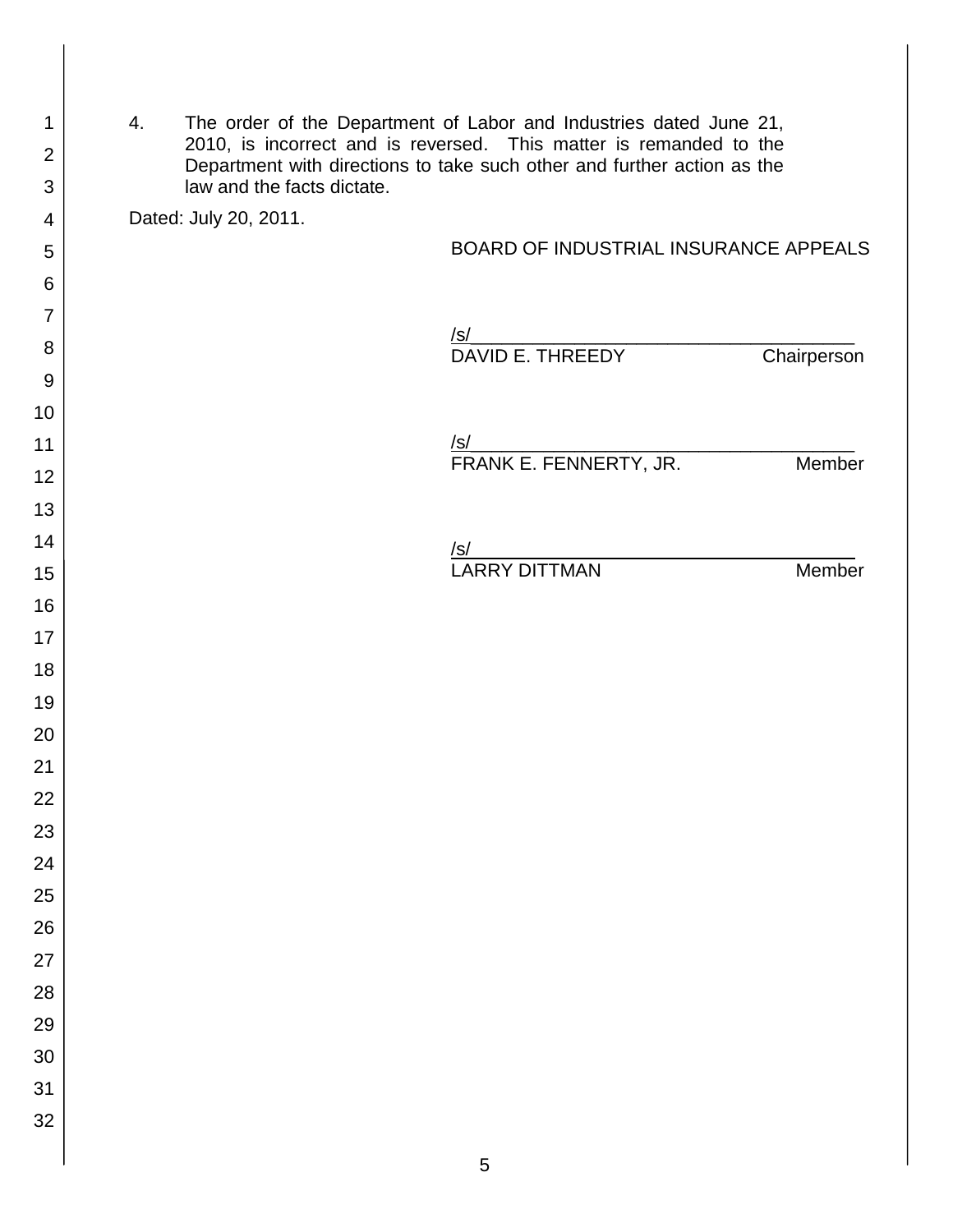4. The order of the Department of Labor and Industries dated June 21, 2010, is incorrect and is reversed. This matter is remanded to the Department with directions to take such other and further action as the law and the facts dictate.

Dated: July 20, 2011.

BOARD OF INDUSTRIAL INSURANCE APPEALS

/s/
DAVID E. THREEDY Chairperson

/s/
FRANK E. FENNERTY, JR. Member

/s/
LARRY DITTMAN Member